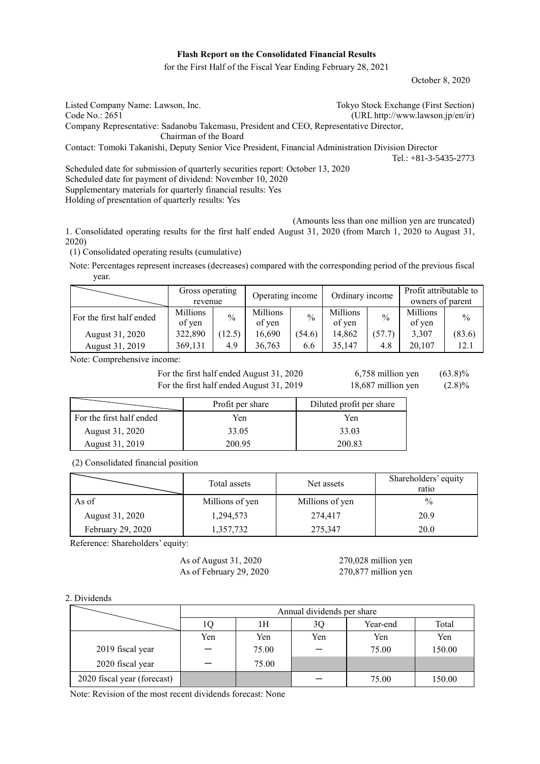**Flash Report on the Consolidated Financial Results**

for the First Half of the Fiscal Year Ending February 28, 2021

October 8, 2020

Listed Company Name: Lawson, Inc. — Tokyo Stock Exchange (First Section)

Code No.: 2651 — (URL http://www.lawson.jp/en/ir)

Company Representative: Sadanobu Takemasu, President and CEO, Representative Director, Chairman of the Board

Contact: Tomoki Takanishi, Deputy Senior Vice President, Financial Administration Division Director

Tel.: +81-3-5435-2773

Scheduled date for submission of quarterly securities report: October 13, 2020

Scheduled date for payment of dividend: November 10, 2020

Supplementary materials for quarterly financial results: Yes

Holding of presentation of quarterly results: Yes

(Amounts less than one million yen are truncated)

1. Consolidated operating results for the first half ended August 31, 2020 (from March 1, 2020 to August 31, 2020)

(1) Consolidated operating results (cumulative)

Note: Percentages represent increases (decreases) compared with the corresponding period of the previous fiscal year.

| | Gross operating revenue | | Operating income | | Ordinary income | | Profit attributable to owners of parent | |
|---|---|---|---|---|---|---|---|---|
| For the first half ended | Millions of yen | % | Millions of yen | % | Millions of yen | % | Millions of yen | % |
| August 31, 2020 | 322,890 | (12.5) | 16,690 | (54.6) | 14,862 | (57.7) | 3,307 | (83.6) |
| August 31, 2019 | 369,131 | 4.9 | 36,763 | 6.6 | 35,147 | 4.8 | 20,107 | 12.1 |

Note: Comprehensive income:

For the first half ended August 31, 2020 — 6,758 million yen (63.8)%

For the first half ended August 31, 2019 — 18,687 million yen (2.8)%

| | Profit per share | Diluted profit per share |
|---|---|---|
| For the first half ended | Yen | Yen |
| August 31, 2020 | 33.05 | 33.03 |
| August 31, 2019 | 200.95 | 200.83 |

(2) Consolidated financial position

| | Total assets | Net assets | Shareholders' equity ratio |
|---|---|---|---|
| As of | Millions of yen | Millions of yen | % |
| August 31, 2020 | 1,294,573 | 274,417 | 20.9 |
| February 29, 2020 | 1,357,732 | 275,347 | 20.0 |

Reference: Shareholders' equity:

As of August 31, 2020 — 270,028 million yen

As of February 29, 2020 — 270,877 million yen

2. Dividends

| | Annual dividends per share | | | | |
|---|---|---|---|---|---|
| | 1Q | 1H | 3Q | Year-end | Total |
| | Yen | Yen | Yen | Yen | Yen |
| 2019 fiscal year | ― | 75.00 | ― | 75.00 | 150.00 |
| 2020 fiscal year | ― | 75.00 | | | |
| 2020 fiscal year (forecast) | | | ― | 75.00 | 150.00 |

Note: Revision of the most recent dividends forecast: None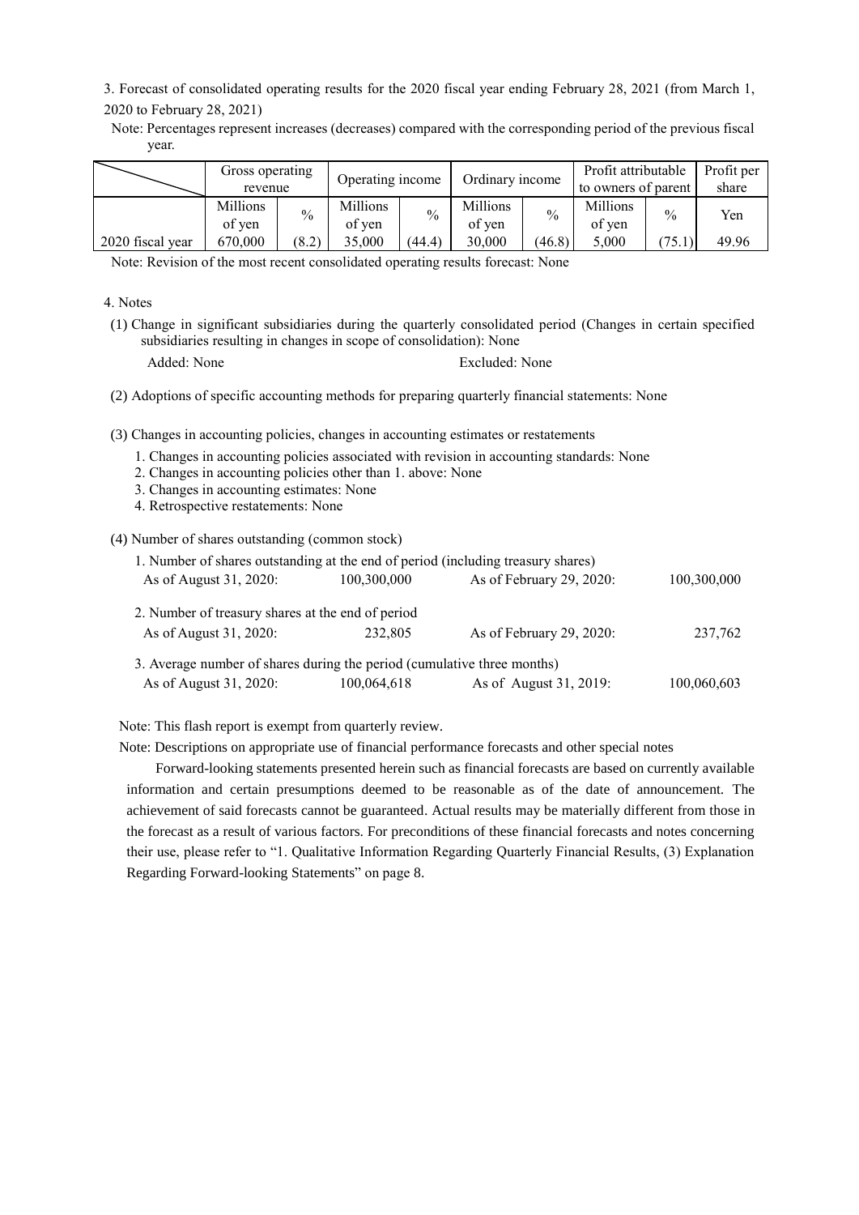3. Forecast of consolidated operating results for the 2020 fiscal year ending February 28, 2021 (from March 1, 2020 to February 28, 2021)

Note: Percentages represent increases (decreases) compared with the corresponding period of the previous fiscal year.

| | Gross operating revenue | | Operating income | | Ordinary income | | Profit attributable to owners of parent | | Profit per share |
|---|---|---|---|---|---|---|---|---|---|
| | Millions of yen | % | Millions of yen | % | Millions of yen | % | Millions of yen | % | Yen |
| 2020 fiscal year | 670,000 | (8.2) | 35,000 | (44.4) | 30,000 | (46.8) | 5,000 | (75.1) | 49.96 |

Note: Revision of the most recent consolidated operating results forecast: None

4. Notes

(1) Change in significant subsidiaries during the quarterly consolidated period (Changes in certain specified subsidiaries resulting in changes in scope of consolidation): None

Added: None　　Excluded: None

(2) Adoptions of specific accounting methods for preparing quarterly financial statements: None

(3) Changes in accounting policies, changes in accounting estimates or restatements

1. Changes in accounting policies associated with revision in accounting standards: None
2. Changes in accounting policies other than 1. above: None
3. Changes in accounting estimates: None
4. Retrospective restatements: None

(4) Number of shares outstanding (common stock)

1. Number of shares outstanding at the end of period (including treasury shares)

| | | | |
|---|---|---|---|
| As of August 31, 2020: | 100,300,000 | As of February 29, 2020: | 100,300,000 |

2. Number of treasury shares at the end of period

| | | | |
|---|---|---|---|
| As of August 31, 2020: | 232,805 | As of February 29, 2020: | 237,762 |

3. Average number of shares during the period (cumulative three months)

| | | | |
|---|---|---|---|
| As of August 31, 2020: | 100,064,618 | As of August 31, 2019: | 100,060,603 |

Note: This flash report is exempt from quarterly review.

Note: Descriptions on appropriate use of financial performance forecasts and other special notes

Forward-looking statements presented herein such as financial forecasts are based on currently available information and certain presumptions deemed to be reasonable as of the date of announcement. The achievement of said forecasts cannot be guaranteed. Actual results may be materially different from those in the forecast as a result of various factors. For preconditions of these financial forecasts and notes concerning their use, please refer to "1. Qualitative Information Regarding Quarterly Financial Results, (3) Explanation Regarding Forward-looking Statements" on page 8.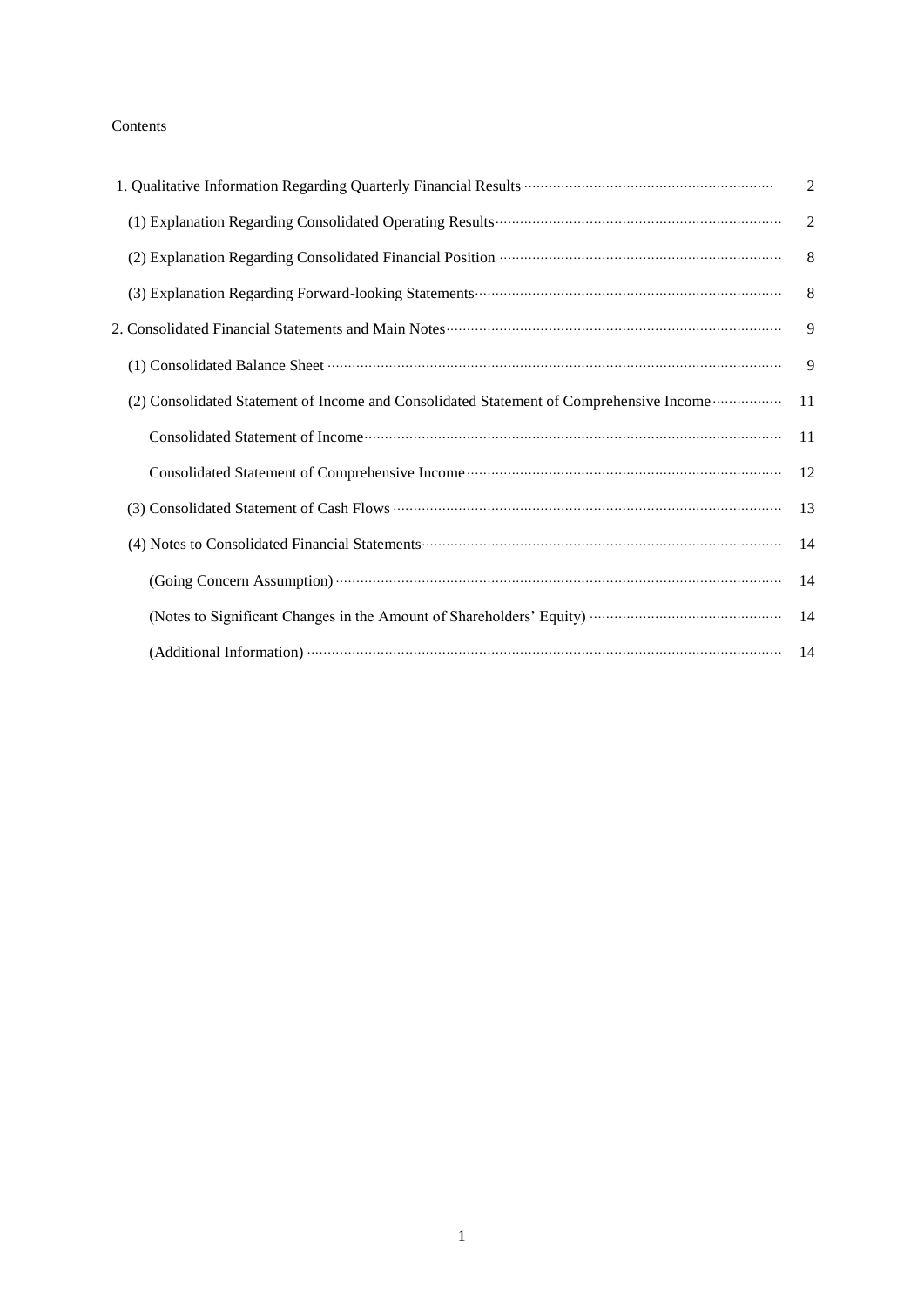Contents

| | |
|---|---|
| 1. Qualitative Information Regarding Quarterly Financial Results | 2 |
| (1) Explanation Regarding Consolidated Operating Results | 2 |
| (2) Explanation Regarding Consolidated Financial Position | 8 |
| (3) Explanation Regarding Forward-looking Statements | 8 |
| 2. Consolidated Financial Statements and Main Notes | 9 |
| (1) Consolidated Balance Sheet | 9 |
| (2) Consolidated Statement of Income and Consolidated Statement of Comprehensive Income | 11 |
| Consolidated Statement of Income | 11 |
| Consolidated Statement of Comprehensive Income | 12 |
| (3) Consolidated Statement of Cash Flows | 13 |
| (4) Notes to Consolidated Financial Statements | 14 |
| (Going Concern Assumption) | 14 |
| (Notes to Significant Changes in the Amount of Shareholders' Equity) | 14 |
| (Additional Information) | 14 |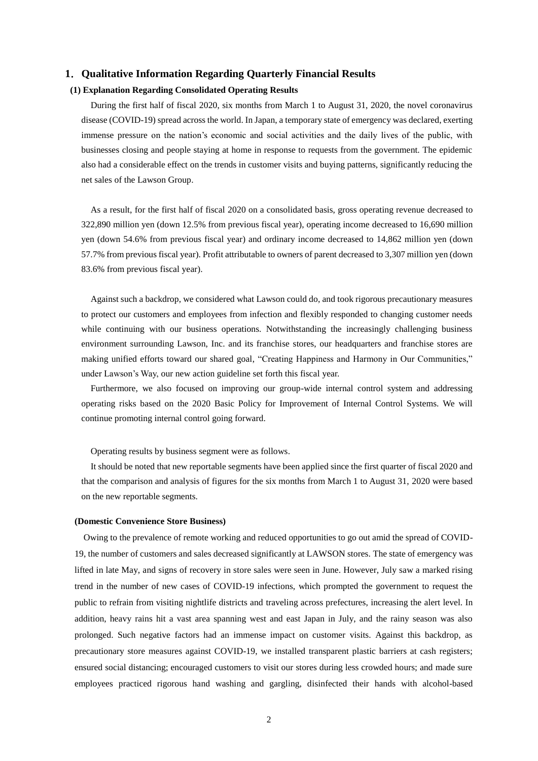## 1. Qualitative Information Regarding Quarterly Financial Results

### (1) Explanation Regarding Consolidated Operating Results

During the first half of fiscal 2020, six months from March 1 to August 31, 2020, the novel coronavirus disease (COVID-19) spread across the world. In Japan, a temporary state of emergency was declared, exerting immense pressure on the nation's economic and social activities and the daily lives of the public, with businesses closing and people staying at home in response to requests from the government. The epidemic also had a considerable effect on the trends in customer visits and buying patterns, significantly reducing the net sales of the Lawson Group.

As a result, for the first half of fiscal 2020 on a consolidated basis, gross operating revenue decreased to 322,890 million yen (down 12.5% from previous fiscal year), operating income decreased to 16,690 million yen (down 54.6% from previous fiscal year) and ordinary income decreased to 14,862 million yen (down 57.7% from previous fiscal year). Profit attributable to owners of parent decreased to 3,307 million yen (down 83.6% from previous fiscal year).

Against such a backdrop, we considered what Lawson could do, and took rigorous precautionary measures to protect our customers and employees from infection and flexibly responded to changing customer needs while continuing with our business operations. Notwithstanding the increasingly challenging business environment surrounding Lawson, Inc. and its franchise stores, our headquarters and franchise stores are making unified efforts toward our shared goal, "Creating Happiness and Harmony in Our Communities," under Lawson's Way, our new action guideline set forth this fiscal year.

Furthermore, we also focused on improving our group-wide internal control system and addressing operating risks based on the 2020 Basic Policy for Improvement of Internal Control Systems. We will continue promoting internal control going forward.

Operating results by business segment were as follows.

It should be noted that new reportable segments have been applied since the first quarter of fiscal 2020 and that the comparison and analysis of figures for the six months from March 1 to August 31, 2020 were based on the new reportable segments.

**(Domestic Convenience Store Business)**

Owing to the prevalence of remote working and reduced opportunities to go out amid the spread of COVID-19, the number of customers and sales decreased significantly at LAWSON stores. The state of emergency was lifted in late May, and signs of recovery in store sales were seen in June. However, July saw a marked rising trend in the number of new cases of COVID-19 infections, which prompted the government to request the public to refrain from visiting nightlife districts and traveling across prefectures, increasing the alert level. In addition, heavy rains hit a vast area spanning west and east Japan in July, and the rainy season was also prolonged. Such negative factors had an immense impact on customer visits. Against this backdrop, as precautionary store measures against COVID-19, we installed transparent plastic barriers at cash registers; ensured social distancing; encouraged customers to visit our stores during less crowded hours; and made sure employees practiced rigorous hand washing and gargling, disinfected their hands with alcohol-based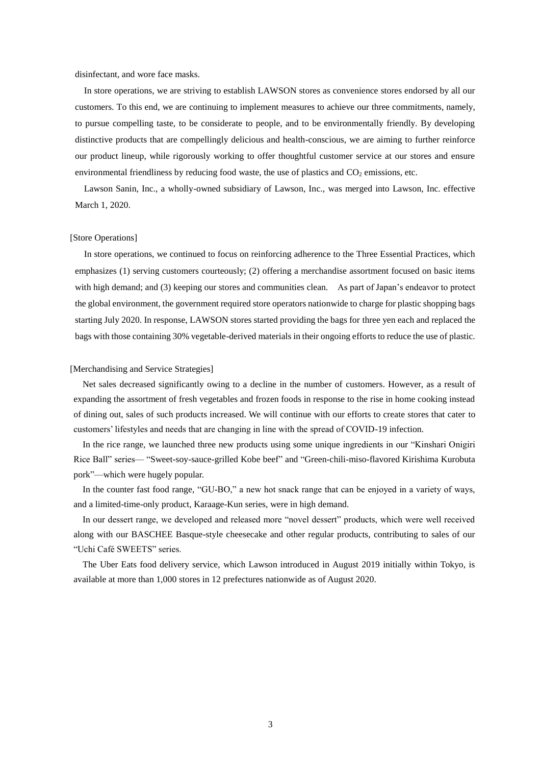disinfectant, and wore face masks.

In store operations, we are striving to establish LAWSON stores as convenience stores endorsed by all our customers. To this end, we are continuing to implement measures to achieve our three commitments, namely, to pursue compelling taste, to be considerate to people, and to be environmentally friendly. By developing distinctive products that are compellingly delicious and health-conscious, we are aiming to further reinforce our product lineup, while rigorously working to offer thoughtful customer service at our stores and ensure environmental friendliness by reducing food waste, the use of plastics and $CO_2$ emissions, etc.

Lawson Sanin, Inc., a wholly-owned subsidiary of Lawson, Inc., was merged into Lawson, Inc. effective March 1, 2020.

[Store Operations]

In store operations, we continued to focus on reinforcing adherence to the Three Essential Practices, which emphasizes (1) serving customers courteously; (2) offering a merchandise assortment focused on basic items with high demand; and (3) keeping our stores and communities clean. As part of Japan's endeavor to protect the global environment, the government required store operators nationwide to charge for plastic shopping bags starting July 2020. In response, LAWSON stores started providing the bags for three yen each and replaced the bags with those containing 30% vegetable-derived materials in their ongoing efforts to reduce the use of plastic.

[Merchandising and Service Strategies]

Net sales decreased significantly owing to a decline in the number of customers. However, as a result of expanding the assortment of fresh vegetables and frozen foods in response to the rise in home cooking instead of dining out, sales of such products increased. We will continue with our efforts to create stores that cater to customers' lifestyles and needs that are changing in line with the spread of COVID-19 infection.

In the rice range, we launched three new products using some unique ingredients in our "Kinshari Onigiri Rice Ball" series— "Sweet-soy-sauce-grilled Kobe beef" and "Green-chili-miso-flavored Kirishima Kurobuta pork"—which were hugely popular.

In the counter fast food range, "GU-BO," a new hot snack range that can be enjoyed in a variety of ways, and a limited-time-only product, Karaage-Kun series, were in high demand.

In our dessert range, we developed and released more "novel dessert" products, which were well received along with our BASCHEE Basque-style cheesecake and other regular products, contributing to sales of our "Uchi Café SWEETS" series.

The Uber Eats food delivery service, which Lawson introduced in August 2019 initially within Tokyo, is available at more than 1,000 stores in 12 prefectures nationwide as of August 2020.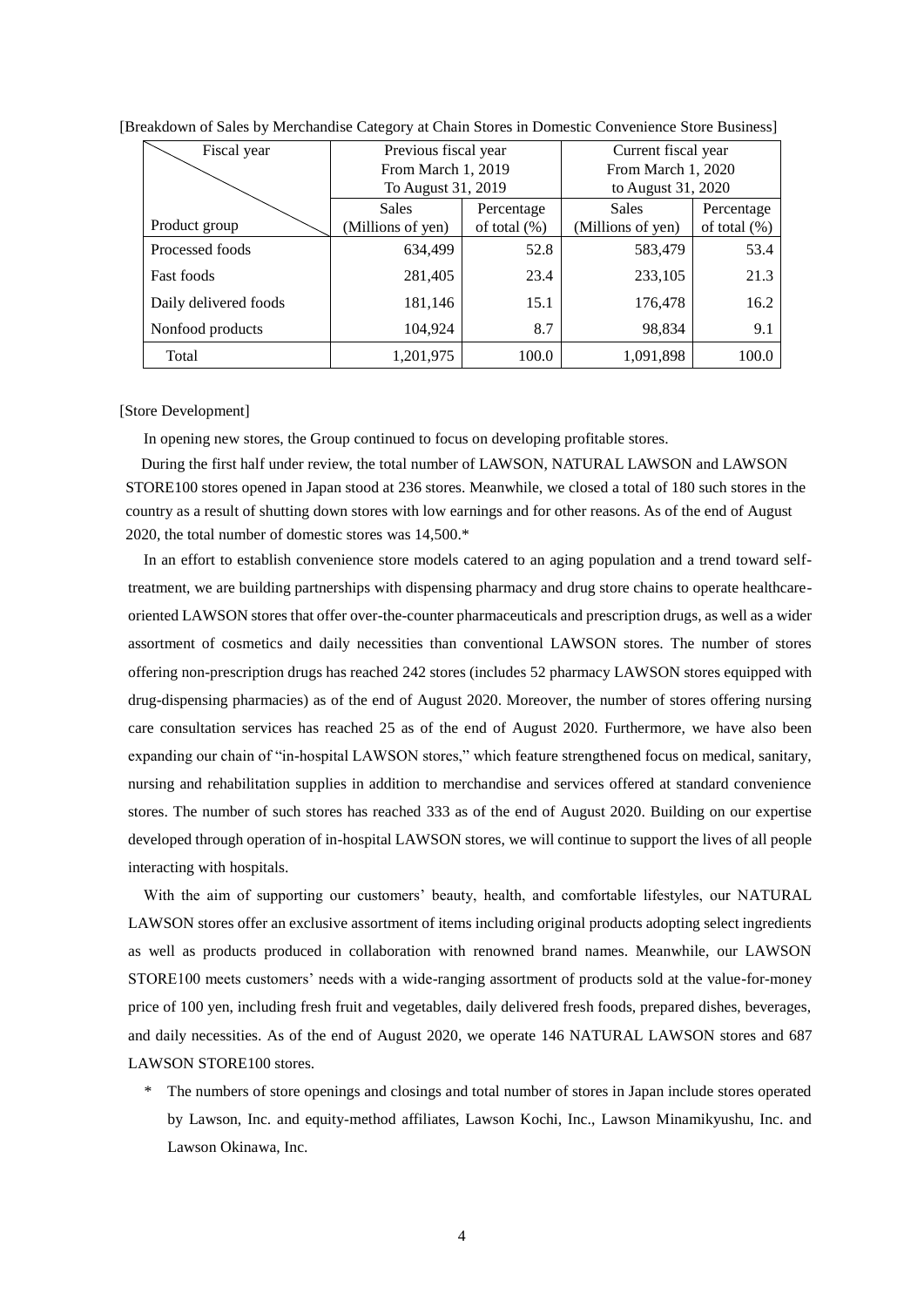[Breakdown of Sales by Merchandise Category at Chain Stores in Domestic Convenience Store Business]

| Fiscal year / Product group | Previous fiscal year From March 1, 2019 To August 31, 2019 | | Current fiscal year From March 1, 2020 to August 31, 2020 | |
|---|---|---|---|---|
| | Sales (Millions of yen) | Percentage of total (%) | Sales (Millions of yen) | Percentage of total (%) |
| Processed foods | 634,499 | 52.8 | 583,479 | 53.4 |
| Fast foods | 281,405 | 23.4 | 233,105 | 21.3 |
| Daily delivered foods | 181,146 | 15.1 | 176,478 | 16.2 |
| Nonfood products | 104,924 | 8.7 | 98,834 | 9.1 |
| Total | 1,201,975 | 100.0 | 1,091,898 | 100.0 |

[Store Development]

In opening new stores, the Group continued to focus on developing profitable stores.

During the first half under review, the total number of LAWSON, NATURAL LAWSON and LAWSON STORE100 stores opened in Japan stood at 236 stores. Meanwhile, we closed a total of 180 such stores in the country as a result of shutting down stores with low earnings and for other reasons. As of the end of August 2020, the total number of domestic stores was 14,500.*

In an effort to establish convenience store models catered to an aging population and a trend toward self-treatment, we are building partnerships with dispensing pharmacy and drug store chains to operate healthcare-oriented LAWSON stores that offer over-the-counter pharmaceuticals and prescription drugs, as well as a wider assortment of cosmetics and daily necessities than conventional LAWSON stores. The number of stores offering non-prescription drugs has reached 242 stores (includes 52 pharmacy LAWSON stores equipped with drug-dispensing pharmacies) as of the end of August 2020. Moreover, the number of stores offering nursing care consultation services has reached 25 as of the end of August 2020. Furthermore, we have also been expanding our chain of "in-hospital LAWSON stores," which feature strengthened focus on medical, sanitary, nursing and rehabilitation supplies in addition to merchandise and services offered at standard convenience stores. The number of such stores has reached 333 as of the end of August 2020. Building on our expertise developed through operation of in-hospital LAWSON stores, we will continue to support the lives of all people interacting with hospitals.

With the aim of supporting our customers' beauty, health, and comfortable lifestyles, our NATURAL LAWSON stores offer an exclusive assortment of items including original products adopting select ingredients as well as products produced in collaboration with renowned brand names. Meanwhile, our LAWSON STORE100 meets customers' needs with a wide-ranging assortment of products sold at the value-for-money price of 100 yen, including fresh fruit and vegetables, daily delivered fresh foods, prepared dishes, beverages, and daily necessities. As of the end of August 2020, we operate 146 NATURAL LAWSON stores and 687 LAWSON STORE100 stores.

\* The numbers of store openings and closings and total number of stores in Japan include stores operated by Lawson, Inc. and equity-method affiliates, Lawson Kochi, Inc., Lawson Minamikyushu, Inc. and Lawson Okinawa, Inc.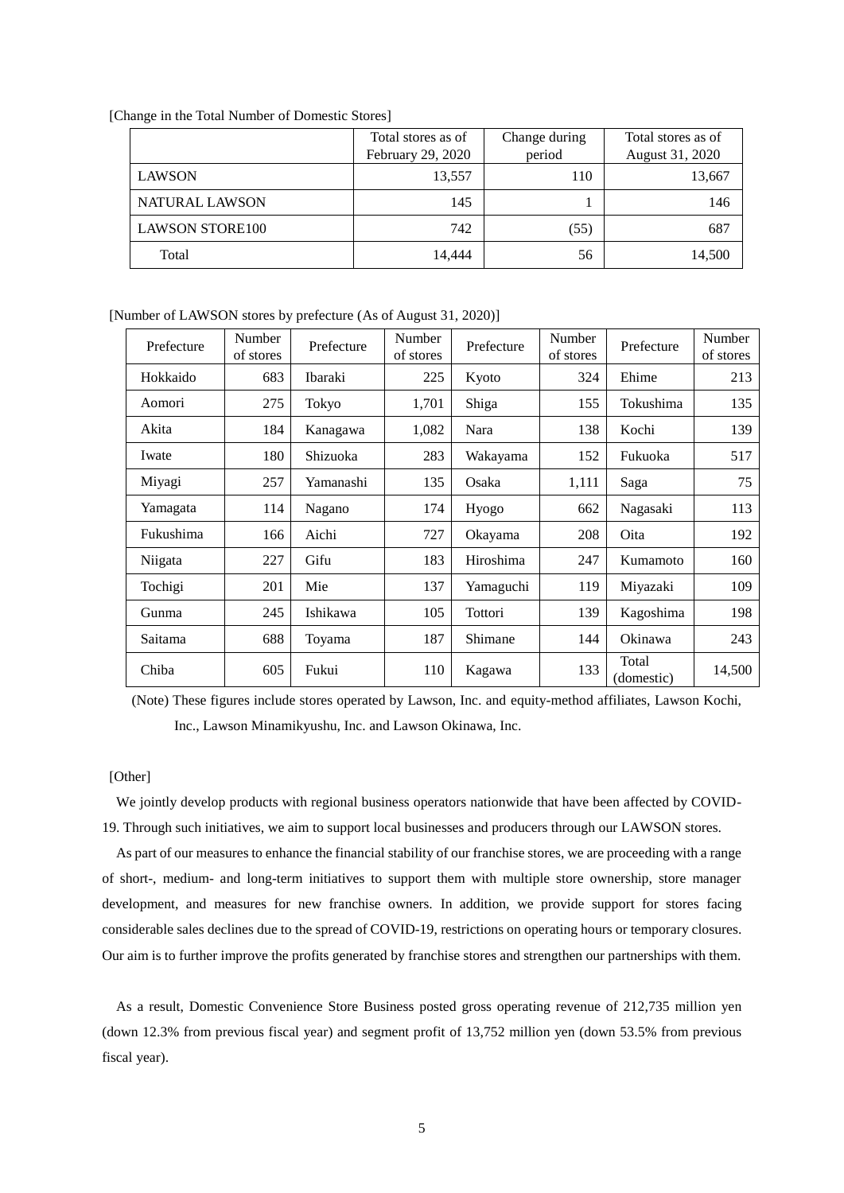[Change in the Total Number of Domestic Stores]

| | Total stores as of February 29, 2020 | Change during period | Total stores as of August 31, 2020 |
|---|---|---|---|
| LAWSON | 13,557 | 110 | 13,667 |
| NATURAL LAWSON | 145 | 1 | 146 |
| LAWSON STORE100 | 742 | (55) | 687 |
| Total | 14,444 | 56 | 14,500 |

[Number of LAWSON stores by prefecture (As of August 31, 2020)]

| Prefecture | Number of stores | Prefecture | Number of stores | Prefecture | Number of stores | Prefecture | Number of stores |
|---|---|---|---|---|---|---|---|
| Hokkaido | 683 | Ibaraki | 225 | Kyoto | 324 | Ehime | 213 |
| Aomori | 275 | Tokyo | 1,701 | Shiga | 155 | Tokushima | 135 |
| Akita | 184 | Kanagawa | 1,082 | Nara | 138 | Kochi | 139 |
| Iwate | 180 | Shizuoka | 283 | Wakayama | 152 | Fukuoka | 517 |
| Miyagi | 257 | Yamanashi | 135 | Osaka | 1,111 | Saga | 75 |
| Yamagata | 114 | Nagano | 174 | Hyogo | 662 | Nagasaki | 113 |
| Fukushima | 166 | Aichi | 727 | Okayama | 208 | Oita | 192 |
| Niigata | 227 | Gifu | 183 | Hiroshima | 247 | Kumamoto | 160 |
| Tochigi | 201 | Mie | 137 | Yamaguchi | 119 | Miyazaki | 109 |
| Gunma | 245 | Ishikawa | 105 | Tottori | 139 | Kagoshima | 198 |
| Saitama | 688 | Toyama | 187 | Shimane | 144 | Okinawa | 243 |
| Chiba | 605 | Fukui | 110 | Kagawa | 133 | Total (domestic) | 14,500 |

(Note) These figures include stores operated by Lawson, Inc. and equity-method affiliates, Lawson Kochi, Inc., Lawson Minamikyushu, Inc. and Lawson Okinawa, Inc.

[Other]

We jointly develop products with regional business operators nationwide that have been affected by COVID-19. Through such initiatives, we aim to support local businesses and producers through our LAWSON stores.

As part of our measures to enhance the financial stability of our franchise stores, we are proceeding with a range of short-, medium- and long-term initiatives to support them with multiple store ownership, store manager development, and measures for new franchise owners. In addition, we provide support for stores facing considerable sales declines due to the spread of COVID-19, restrictions on operating hours or temporary closures. Our aim is to further improve the profits generated by franchise stores and strengthen our partnerships with them.

As a result, Domestic Convenience Store Business posted gross operating revenue of 212,735 million yen (down 12.3% from previous fiscal year) and segment profit of 13,752 million yen (down 53.5% from previous fiscal year).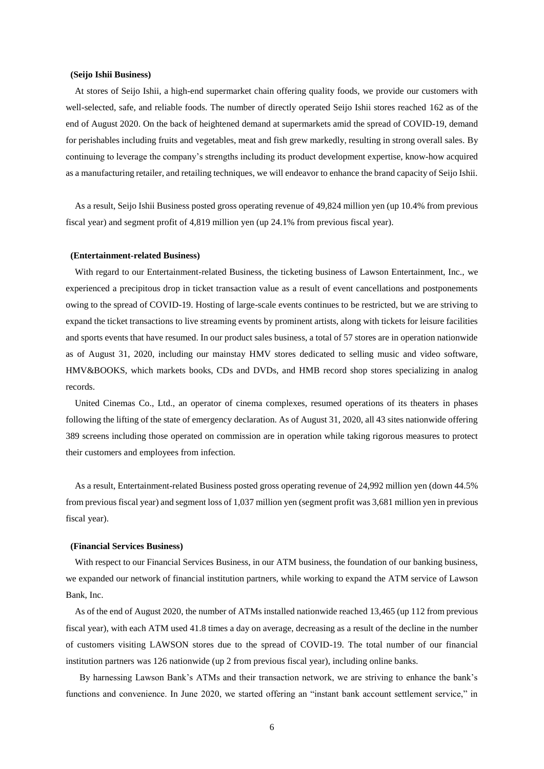**(Seijo Ishii Business)**

At stores of Seijo Ishii, a high-end supermarket chain offering quality foods, we provide our customers with well-selected, safe, and reliable foods. The number of directly operated Seijo Ishii stores reached 162 as of the end of August 2020. On the back of heightened demand at supermarkets amid the spread of COVID-19, demand for perishables including fruits and vegetables, meat and fish grew markedly, resulting in strong overall sales. By continuing to leverage the company's strengths including its product development expertise, know-how acquired as a manufacturing retailer, and retailing techniques, we will endeavor to enhance the brand capacity of Seijo Ishii.

As a result, Seijo Ishii Business posted gross operating revenue of 49,824 million yen (up 10.4% from previous fiscal year) and segment profit of 4,819 million yen (up 24.1% from previous fiscal year).

**(Entertainment-related Business)**

With regard to our Entertainment-related Business, the ticketing business of Lawson Entertainment, Inc., we experienced a precipitous drop in ticket transaction value as a result of event cancellations and postponements owing to the spread of COVID-19. Hosting of large-scale events continues to be restricted, but we are striving to expand the ticket transactions to live streaming events by prominent artists, along with tickets for leisure facilities and sports events that have resumed. In our product sales business, a total of 57 stores are in operation nationwide as of August 31, 2020, including our mainstay HMV stores dedicated to selling music and video software, HMV&BOOKS, which markets books, CDs and DVDs, and HMB record shop stores specializing in analog records.

United Cinemas Co., Ltd., an operator of cinema complexes, resumed operations of its theaters in phases following the lifting of the state of emergency declaration. As of August 31, 2020, all 43 sites nationwide offering 389 screens including those operated on commission are in operation while taking rigorous measures to protect their customers and employees from infection.

As a result, Entertainment-related Business posted gross operating revenue of 24,992 million yen (down 44.5% from previous fiscal year) and segment loss of 1,037 million yen (segment profit was 3,681 million yen in previous fiscal year).

**(Financial Services Business)**

With respect to our Financial Services Business, in our ATM business, the foundation of our banking business, we expanded our network of financial institution partners, while working to expand the ATM service of Lawson Bank, Inc.

As of the end of August 2020, the number of ATMs installed nationwide reached 13,465 (up 112 from previous fiscal year), with each ATM used 41.8 times a day on average, decreasing as a result of the decline in the number of customers visiting LAWSON stores due to the spread of COVID-19. The total number of our financial institution partners was 126 nationwide (up 2 from previous fiscal year), including online banks.

By harnessing Lawson Bank's ATMs and their transaction network, we are striving to enhance the bank's functions and convenience. In June 2020, we started offering an "instant bank account settlement service," in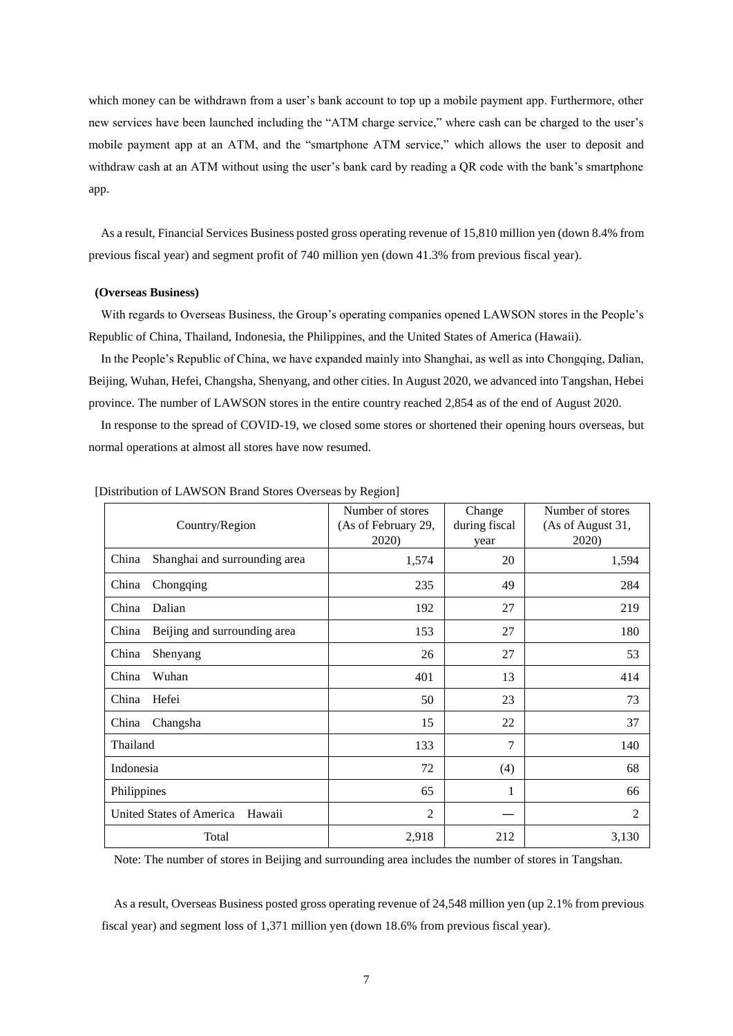which money can be withdrawn from a user's bank account to top up a mobile payment app. Furthermore, other new services have been launched including the "ATM charge service," where cash can be charged to the user's mobile payment app at an ATM, and the "smartphone ATM service," which allows the user to deposit and withdraw cash at an ATM without using the user's bank card by reading a QR code with the bank's smartphone app.

As a result, Financial Services Business posted gross operating revenue of 15,810 million yen (down 8.4% from previous fiscal year) and segment profit of 740 million yen (down 41.3% from previous fiscal year).

**(Overseas Business)**

With regards to Overseas Business, the Group's operating companies opened LAWSON stores in the People's Republic of China, Thailand, Indonesia, the Philippines, and the United States of America (Hawaii).

In the People's Republic of China, we have expanded mainly into Shanghai, as well as into Chongqing, Dalian, Beijing, Wuhan, Hefei, Changsha, Shenyang, and other cities. In August 2020, we advanced into Tangshan, Hebei province. The number of LAWSON stores in the entire country reached 2,854 as of the end of August 2020.

In response to the spread of COVID-19, we closed some stores or shortened their opening hours overseas, but normal operations at almost all stores have now resumed.

[Distribution of LAWSON Brand Stores Overseas by Region]

| Country/Region | Number of stores (As of February 29, 2020) | Change during fiscal year | Number of stores (As of August 31, 2020) |
|---|---|---|---|
| China Shanghai and surrounding area | 1,574 | 20 | 1,594 |
| China Chongqing | 235 | 49 | 284 |
| China Dalian | 192 | 27 | 219 |
| China Beijing and surrounding area | 153 | 27 | 180 |
| China Shenyang | 26 | 27 | 53 |
| China Wuhan | 401 | 13 | 414 |
| China Hefei | 50 | 23 | 73 |
| China Changsha | 15 | 22 | 37 |
| Thailand | 133 | 7 | 140 |
| Indonesia | 72 | (4) | 68 |
| Philippines | 65 | 1 | 66 |
| United States of America Hawaii | 2 | ― | 2 |
| Total | 2,918 | 212 | 3,130 |

Note: The number of stores in Beijing and surrounding area includes the number of stores in Tangshan.

As a result, Overseas Business posted gross operating revenue of 24,548 million yen (up 2.1% from previous fiscal year) and segment loss of 1,371 million yen (down 18.6% from previous fiscal year).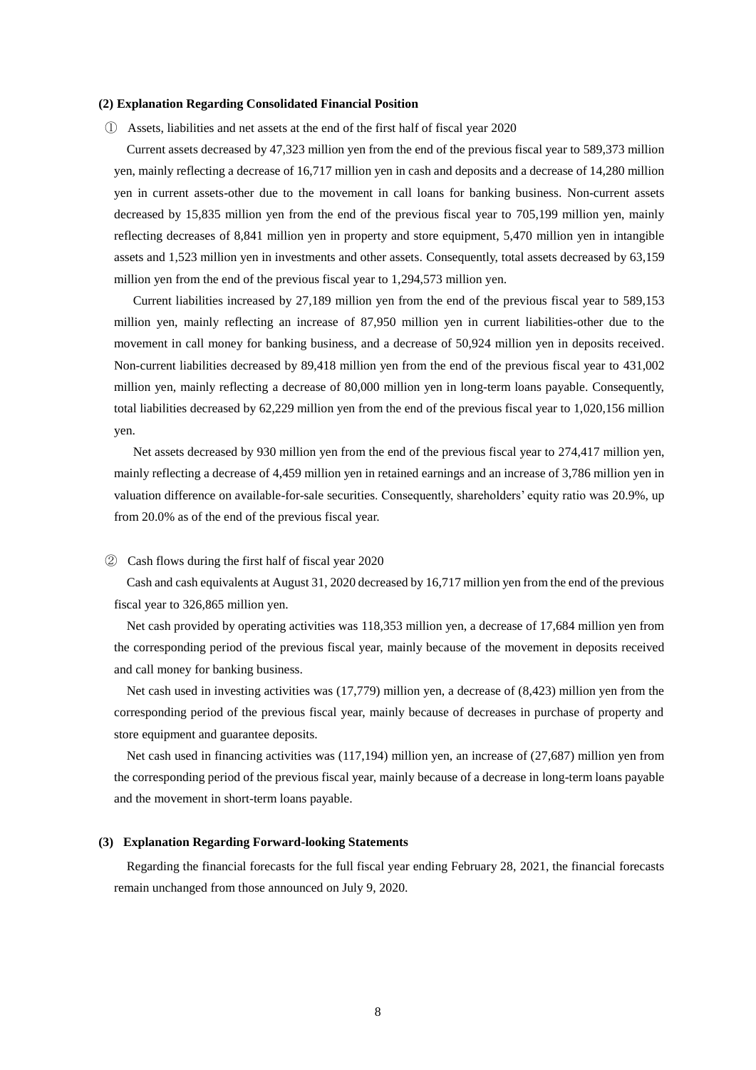### (2) Explanation Regarding Consolidated Financial Position

① Assets, liabilities and net assets at the end of the first half of fiscal year 2020

Current assets decreased by 47,323 million yen from the end of the previous fiscal year to 589,373 million yen, mainly reflecting a decrease of 16,717 million yen in cash and deposits and a decrease of 14,280 million yen in current assets-other due to the movement in call loans for banking business. Non-current assets decreased by 15,835 million yen from the end of the previous fiscal year to 705,199 million yen, mainly reflecting decreases of 8,841 million yen in property and store equipment, 5,470 million yen in intangible assets and 1,523 million yen in investments and other assets. Consequently, total assets decreased by 63,159 million yen from the end of the previous fiscal year to 1,294,573 million yen.

Current liabilities increased by 27,189 million yen from the end of the previous fiscal year to 589,153 million yen, mainly reflecting an increase of 87,950 million yen in current liabilities-other due to the movement in call money for banking business, and a decrease of 50,924 million yen in deposits received. Non-current liabilities decreased by 89,418 million yen from the end of the previous fiscal year to 431,002 million yen, mainly reflecting a decrease of 80,000 million yen in long-term loans payable. Consequently, total liabilities decreased by 62,229 million yen from the end of the previous fiscal year to 1,020,156 million yen.

Net assets decreased by 930 million yen from the end of the previous fiscal year to 274,417 million yen, mainly reflecting a decrease of 4,459 million yen in retained earnings and an increase of 3,786 million yen in valuation difference on available-for-sale securities. Consequently, shareholders' equity ratio was 20.9%, up from 20.0% as of the end of the previous fiscal year.

② Cash flows during the first half of fiscal year 2020

Cash and cash equivalents at August 31, 2020 decreased by 16,717 million yen from the end of the previous fiscal year to 326,865 million yen.

Net cash provided by operating activities was 118,353 million yen, a decrease of 17,684 million yen from the corresponding period of the previous fiscal year, mainly because of the movement in deposits received and call money for banking business.

Net cash used in investing activities was (17,779) million yen, a decrease of (8,423) million yen from the corresponding period of the previous fiscal year, mainly because of decreases in purchase of property and store equipment and guarantee deposits.

Net cash used in financing activities was (117,194) million yen, an increase of (27,687) million yen from the corresponding period of the previous fiscal year, mainly because of a decrease in long-term loans payable and the movement in short-term loans payable.

### (3) Explanation Regarding Forward-looking Statements

Regarding the financial forecasts for the full fiscal year ending February 28, 2021, the financial forecasts remain unchanged from those announced on July 9, 2020.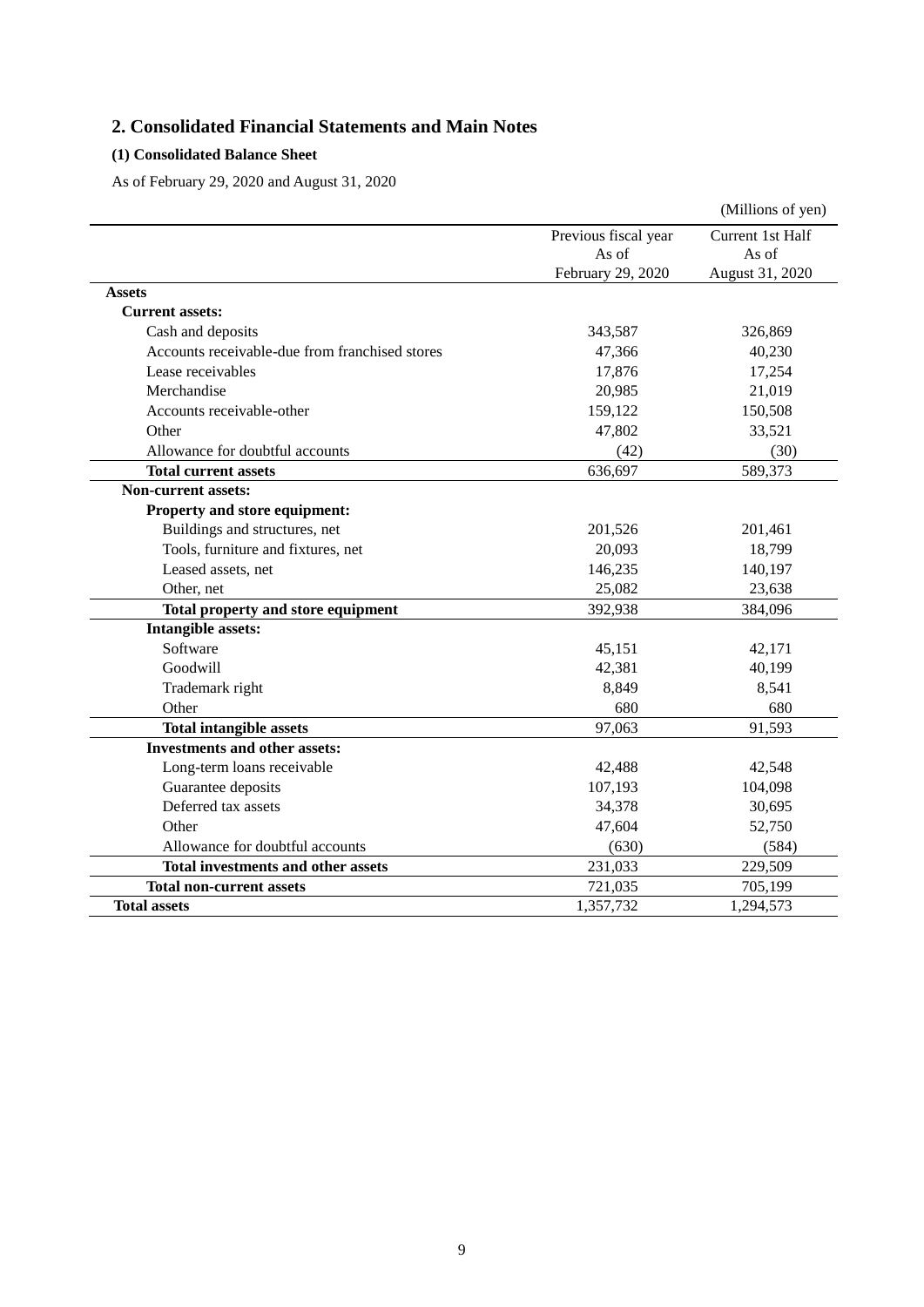## 2. Consolidated Financial Statements and Main Notes

### (1) Consolidated Balance Sheet

As of February 29, 2020 and August 31, 2020

(Millions of yen)

| | Previous fiscal year As of February 29, 2020 | Current 1st Half As of August 31, 2020 |
|---|---|---|
| **Assets** | | |
| **Current assets:** | | |
| Cash and deposits | 343,587 | 326,869 |
| Accounts receivable-due from franchised stores | 47,366 | 40,230 |
| Lease receivables | 17,876 | 17,254 |
| Merchandise | 20,985 | 21,019 |
| Accounts receivable-other | 159,122 | 150,508 |
| Other | 47,802 | 33,521 |
| Allowance for doubtful accounts | (42) | (30) |
| **Total current assets** | 636,697 | 589,373 |
| **Non-current assets:** | | |
| **Property and store equipment:** | | |
| Buildings and structures, net | 201,526 | 201,461 |
| Tools, furniture and fixtures, net | 20,093 | 18,799 |
| Leased assets, net | 146,235 | 140,197 |
| Other, net | 25,082 | 23,638 |
| **Total property and store equipment** | 392,938 | 384,096 |
| **Intangible assets:** | | |
| Software | 45,151 | 42,171 |
| Goodwill | 42,381 | 40,199 |
| Trademark right | 8,849 | 8,541 |
| Other | 680 | 680 |
| **Total intangible assets** | 97,063 | 91,593 |
| **Investments and other assets:** | | |
| Long-term loans receivable | 42,488 | 42,548 |
| Guarantee deposits | 107,193 | 104,098 |
| Deferred tax assets | 34,378 | 30,695 |
| Other | 47,604 | 52,750 |
| Allowance for doubtful accounts | (630) | (584) |
| **Total investments and other assets** | 231,033 | 229,509 |
| **Total non-current assets** | 721,035 | 705,199 |
| **Total assets** | 1,357,732 | 1,294,573 |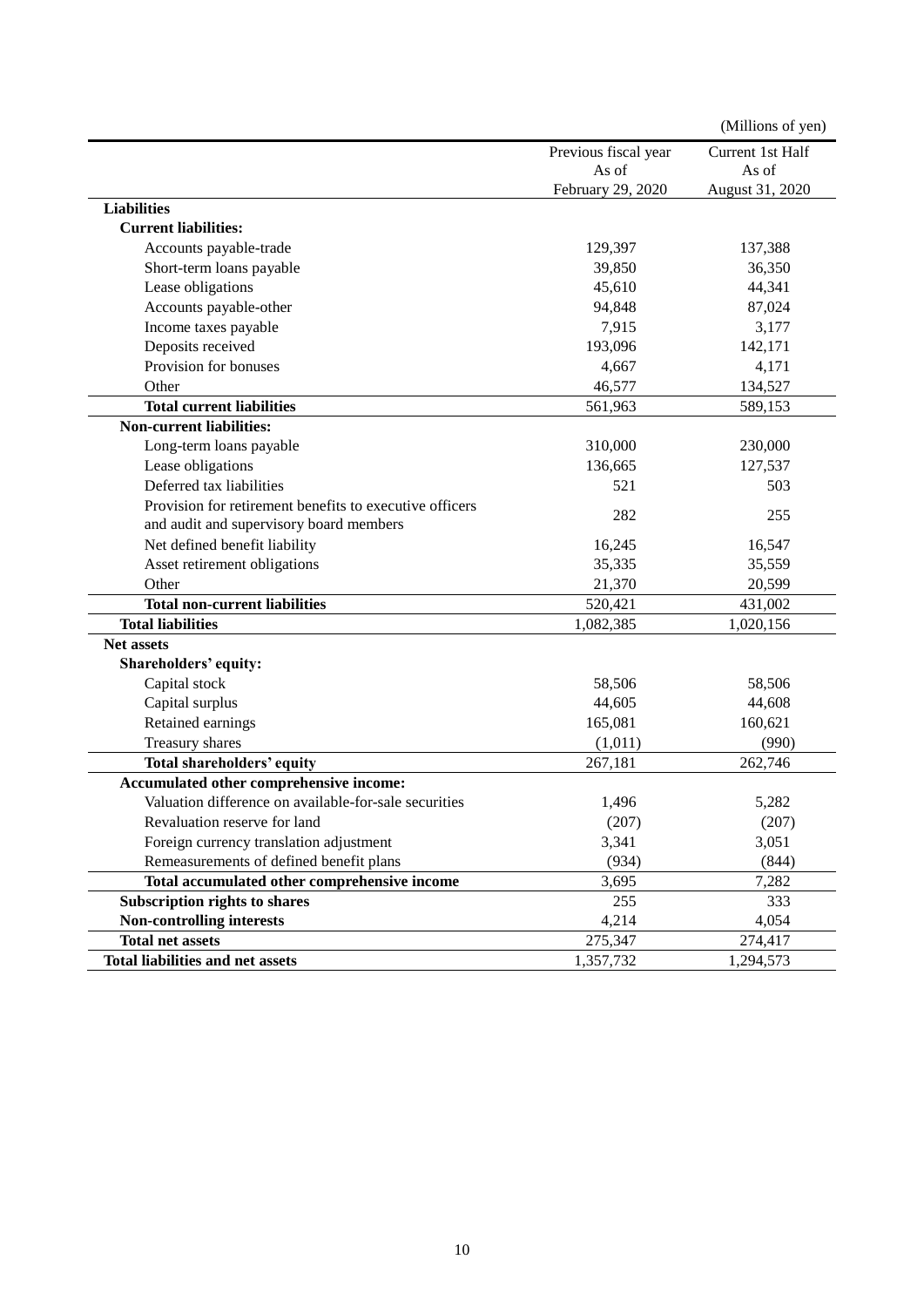(Millions of yen)

| | Previous fiscal year As of February 29, 2020 | Current 1st Half As of August 31, 2020 |
|---|---|---|
| **Liabilities** | | |
| **Current liabilities:** | | |
| Accounts payable-trade | 129,397 | 137,388 |
| Short-term loans payable | 39,850 | 36,350 |
| Lease obligations | 45,610 | 44,341 |
| Accounts payable-other | 94,848 | 87,024 |
| Income taxes payable | 7,915 | 3,177 |
| Deposits received | 193,096 | 142,171 |
| Provision for bonuses | 4,667 | 4,171 |
| Other | 46,577 | 134,527 |
| **Total current liabilities** | 561,963 | 589,153 |
| **Non-current liabilities:** | | |
| Long-term loans payable | 310,000 | 230,000 |
| Lease obligations | 136,665 | 127,537 |
| Deferred tax liabilities | 521 | 503 |
| Provision for retirement benefits to executive officers and audit and supervisory board members | 282 | 255 |
| Net defined benefit liability | 16,245 | 16,547 |
| Asset retirement obligations | 35,335 | 35,559 |
| Other | 21,370 | 20,599 |
| **Total non-current liabilities** | 520,421 | 431,002 |
| **Total liabilities** | 1,082,385 | 1,020,156 |
| **Net assets** | | |
| **Shareholders' equity:** | | |
| Capital stock | 58,506 | 58,506 |
| Capital surplus | 44,605 | 44,608 |
| Retained earnings | 165,081 | 160,621 |
| Treasury shares | (1,011) | (990) |
| **Total shareholders' equity** | 267,181 | 262,746 |
| **Accumulated other comprehensive income:** | | |
| Valuation difference on available-for-sale securities | 1,496 | 5,282 |
| Revaluation reserve for land | (207) | (207) |
| Foreign currency translation adjustment | 3,341 | 3,051 |
| Remeasurements of defined benefit plans | (934) | (844) |
| **Total accumulated other comprehensive income** | 3,695 | 7,282 |
| **Subscription rights to shares** | 255 | 333 |
| **Non-controlling interests** | 4,214 | 4,054 |
| **Total net assets** | 275,347 | 274,417 |
| **Total liabilities and net assets** | 1,357,732 | 1,294,573 |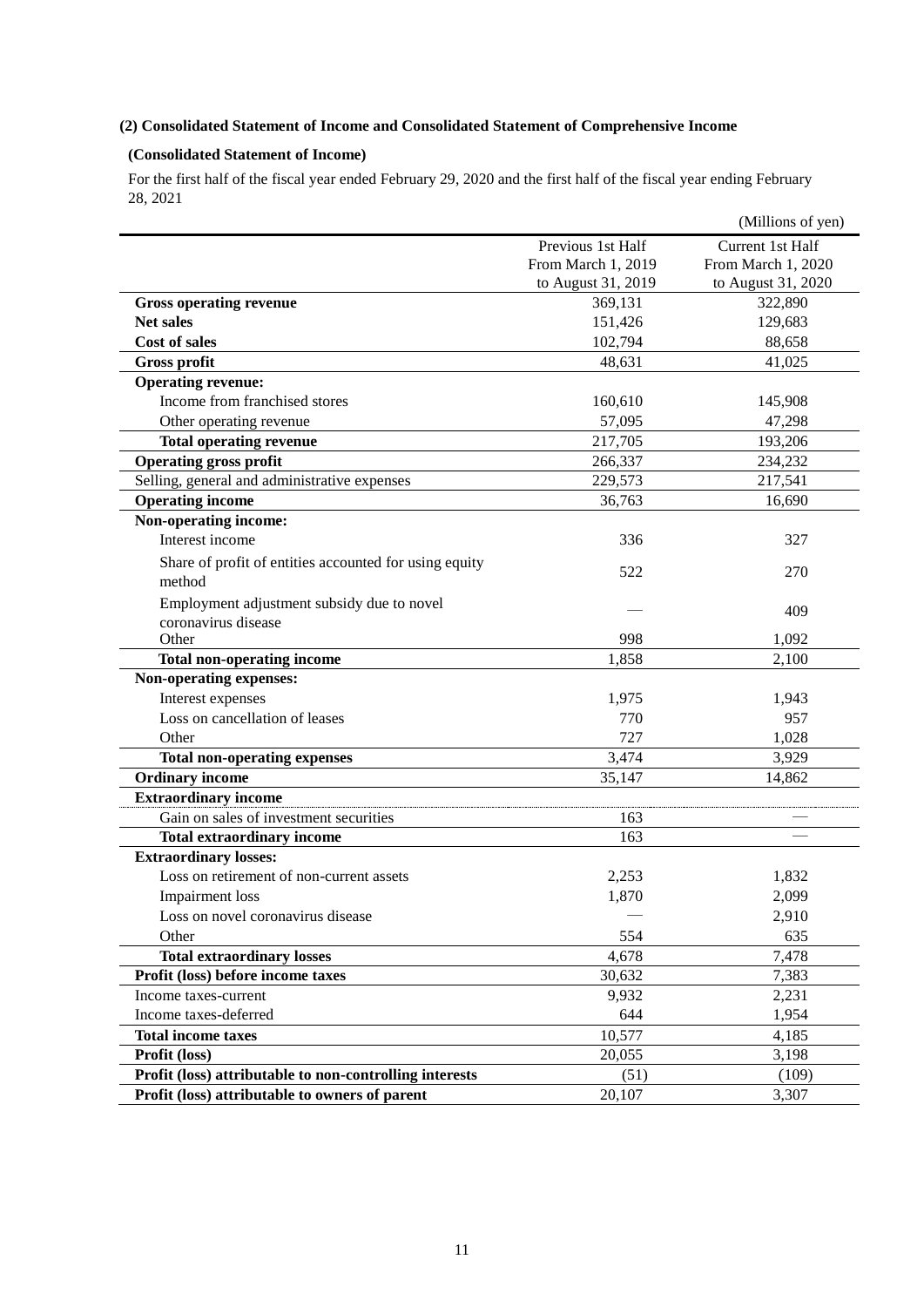### (2) Consolidated Statement of Income and Consolidated Statement of Comprehensive Income

#### (Consolidated Statement of Income)

For the first half of the fiscal year ended February 29, 2020 and the first half of the fiscal year ending February 28, 2021

(Millions of yen)

| | Previous 1st Half From March 1, 2019 to August 31, 2019 | Current 1st Half From March 1, 2020 to August 31, 2020 |
|---|---|---|
| **Gross operating revenue** | 369,131 | 322,890 |
| **Net sales** | 151,426 | 129,683 |
| **Cost of sales** | 102,794 | 88,658 |
| **Gross profit** | 48,631 | 41,025 |
| **Operating revenue:** | | |
| Income from franchised stores | 160,610 | 145,908 |
| Other operating revenue | 57,095 | 47,298 |
| **Total operating revenue** | 217,705 | 193,206 |
| **Operating gross profit** | 266,337 | 234,232 |
| Selling, general and administrative expenses | 229,573 | 217,541 |
| **Operating income** | 36,763 | 16,690 |
| **Non-operating income:** | | |
| Interest income | 336 | 327 |
| Share of profit of entities accounted for using equity method | 522 | 270 |
| Employment adjustment subsidy due to novel coronavirus disease | — | 409 |
| Other | 998 | 1,092 |
| **Total non-operating income** | 1,858 | 2,100 |
| **Non-operating expenses:** | | |
| Interest expenses | 1,975 | 1,943 |
| Loss on cancellation of leases | 770 | 957 |
| Other | 727 | 1,028 |
| **Total non-operating expenses** | 3,474 | 3,929 |
| **Ordinary income** | 35,147 | 14,862 |
| **Extraordinary income** | | |
| Gain on sales of investment securities | 163 | — |
| **Total extraordinary income** | 163 | — |
| **Extraordinary losses:** | | |
| Loss on retirement of non-current assets | 2,253 | 1,832 |
| Impairment loss | 1,870 | 2,099 |
| Loss on novel coronavirus disease | — | 2,910 |
| Other | 554 | 635 |
| **Total extraordinary losses** | 4,678 | 7,478 |
| **Profit (loss) before income taxes** | 30,632 | 7,383 |
| Income taxes-current | 9,932 | 2,231 |
| Income taxes-deferred | 644 | 1,954 |
| **Total income taxes** | 10,577 | 4,185 |
| **Profit (loss)** | 20,055 | 3,198 |
| **Profit (loss) attributable to non-controlling interests** | (51) | (109) |
| **Profit (loss) attributable to owners of parent** | 20,107 | 3,307 |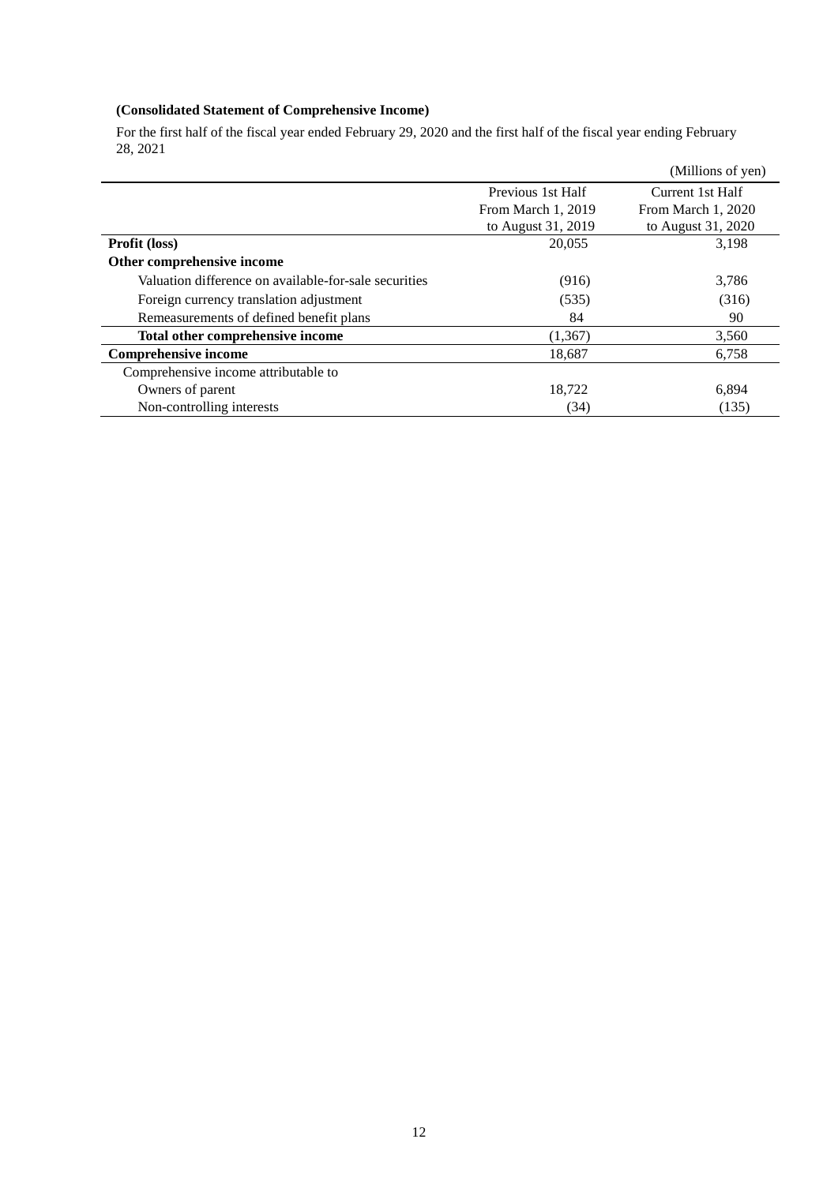**(Consolidated Statement of Comprehensive Income)**

For the first half of the fiscal year ended February 29, 2020 and the first half of the fiscal year ending February 28, 2021

(Millions of yen)

| | Previous 1st Half From March 1, 2019 to August 31, 2019 | Current 1st Half From March 1, 2020 to August 31, 2020 |
|---|---|---|
| **Profit (loss)** | 20,055 | 3,198 |
| **Other comprehensive income** | | |
| Valuation difference on available-for-sale securities | (916) | 3,786 |
| Foreign currency translation adjustment | (535) | (316) |
| Remeasurements of defined benefit plans | 84 | 90 |
| **Total other comprehensive income** | (1,367) | 3,560 |
| **Comprehensive income** | 18,687 | 6,758 |
| Comprehensive income attributable to | | |
| Owners of parent | 18,722 | 6,894 |
| Non-controlling interests | (34) | (135) |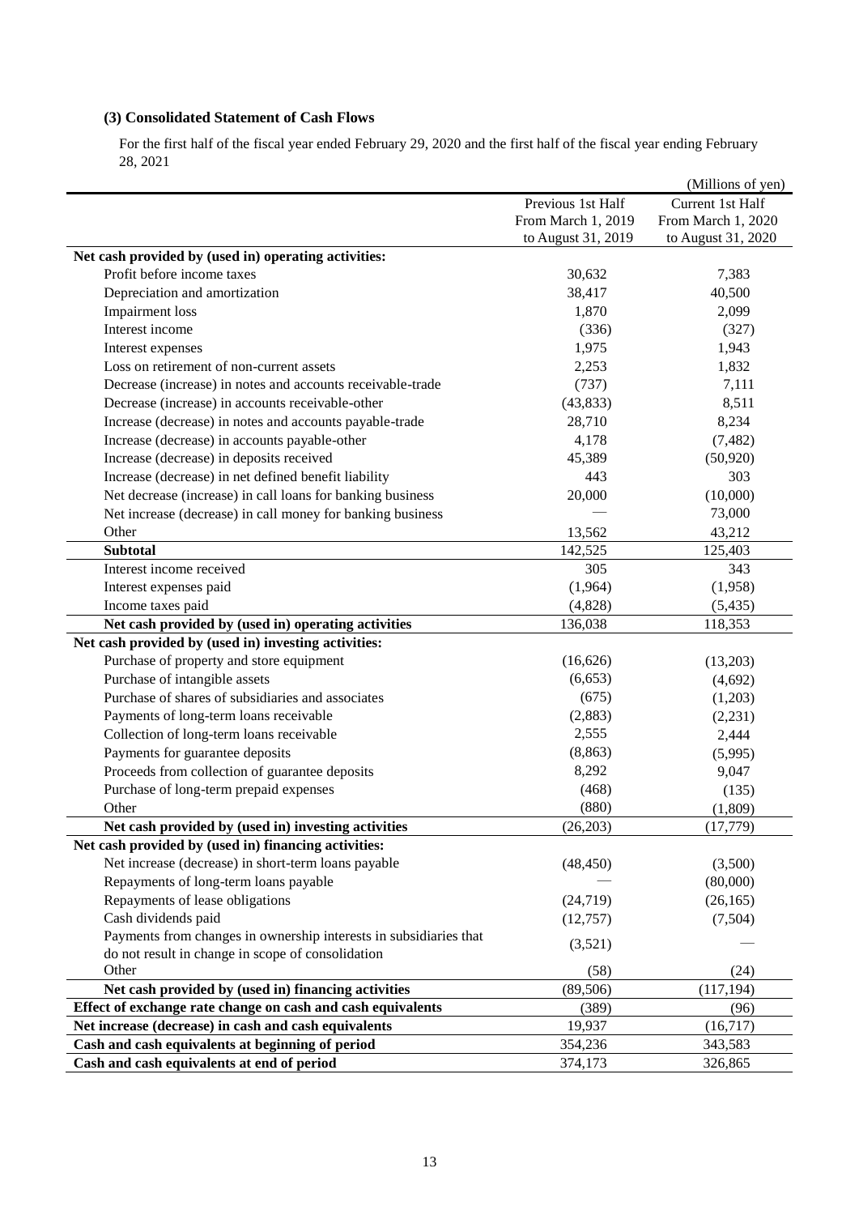### (3) Consolidated Statement of Cash Flows

For the first half of the fiscal year ended February 29, 2020 and the first half of the fiscal year ending February 28, 2021

(Millions of yen)

| | Previous 1st Half From March 1, 2019 to August 31, 2019 | Current 1st Half From March 1, 2020 to August 31, 2020 |
|---|---|---|
| **Net cash provided by (used in) operating activities:** | | |
| Profit before income taxes | 30,632 | 7,383 |
| Depreciation and amortization | 38,417 | 40,500 |
| Impairment loss | 1,870 | 2,099 |
| Interest income | (336) | (327) |
| Interest expenses | 1,975 | 1,943 |
| Loss on retirement of non-current assets | 2,253 | 1,832 |
| Decrease (increase) in notes and accounts receivable-trade | (737) | 7,111 |
| Decrease (increase) in accounts receivable-other | (43,833) | 8,511 |
| Increase (decrease) in notes and accounts payable-trade | 28,710 | 8,234 |
| Increase (decrease) in accounts payable-other | 4,178 | (7,482) |
| Increase (decrease) in deposits received | 45,389 | (50,920) |
| Increase (decrease) in net defined benefit liability | 443 | 303 |
| Net decrease (increase) in call loans for banking business | 20,000 | (10,000) |
| Net increase (decrease) in call money for banking business | — | 73,000 |
| Other | 13,562 | 43,212 |
| **Subtotal** | 142,525 | 125,403 |
| Interest income received | 305 | 343 |
| Interest expenses paid | (1,964) | (1,958) |
| Income taxes paid | (4,828) | (5,435) |
| **Net cash provided by (used in) operating activities** | 136,038 | 118,353 |
| **Net cash provided by (used in) investing activities:** | | |
| Purchase of property and store equipment | (16,626) | (13,203) |
| Purchase of intangible assets | (6,653) | (4,692) |
| Purchase of shares of subsidiaries and associates | (675) | (1,203) |
| Payments of long-term loans receivable | (2,883) | (2,231) |
| Collection of long-term loans receivable | 2,555 | 2,444 |
| Payments for guarantee deposits | (8,863) | (5,995) |
| Proceeds from collection of guarantee deposits | 8,292 | 9,047 |
| Purchase of long-term prepaid expenses | (468) | (135) |
| Other | (880) | (1,809) |
| **Net cash provided by (used in) investing activities** | (26,203) | (17,779) |
| **Net cash provided by (used in) financing activities:** | | |
| Net increase (decrease) in short-term loans payable | (48,450) | (3,500) |
| Repayments of long-term loans payable | — | (80,000) |
| Repayments of lease obligations | (24,719) | (26,165) |
| Cash dividends paid | (12,757) | (7,504) |
| Payments from changes in ownership interests in subsidiaries that do not result in change in scope of consolidation | (3,521) | — |
| Other | (58) | (24) |
| **Net cash provided by (used in) financing activities** | (89,506) | (117,194) |
| **Effect of exchange rate change on cash and cash equivalents** | (389) | (96) |
| **Net increase (decrease) in cash and cash equivalents** | 19,937 | (16,717) |
| **Cash and cash equivalents at beginning of period** | 354,236 | 343,583 |
| **Cash and cash equivalents at end of period** | 374,173 | 326,865 |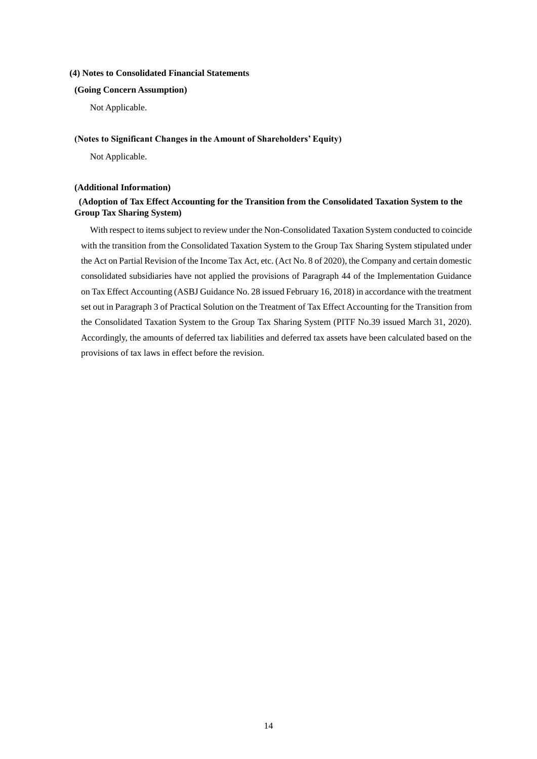### (4) Notes to Consolidated Financial Statements

#### (Going Concern Assumption)

Not Applicable.

#### (Notes to Significant Changes in the Amount of Shareholders' Equity)

Not Applicable.

#### (Additional Information)

**(Adoption of Tax Effect Accounting for the Transition from the Consolidated Taxation System to the Group Tax Sharing System)**

With respect to items subject to review under the Non-Consolidated Taxation System conducted to coincide with the transition from the Consolidated Taxation System to the Group Tax Sharing System stipulated under the Act on Partial Revision of the Income Tax Act, etc. (Act No. 8 of 2020), the Company and certain domestic consolidated subsidiaries have not applied the provisions of Paragraph 44 of the Implementation Guidance on Tax Effect Accounting (ASBJ Guidance No. 28 issued February 16, 2018) in accordance with the treatment set out in Paragraph 3 of Practical Solution on the Treatment of Tax Effect Accounting for the Transition from the Consolidated Taxation System to the Group Tax Sharing System (PITF No.39 issued March 31, 2020). Accordingly, the amounts of deferred tax liabilities and deferred tax assets have been calculated based on the provisions of tax laws in effect before the revision.